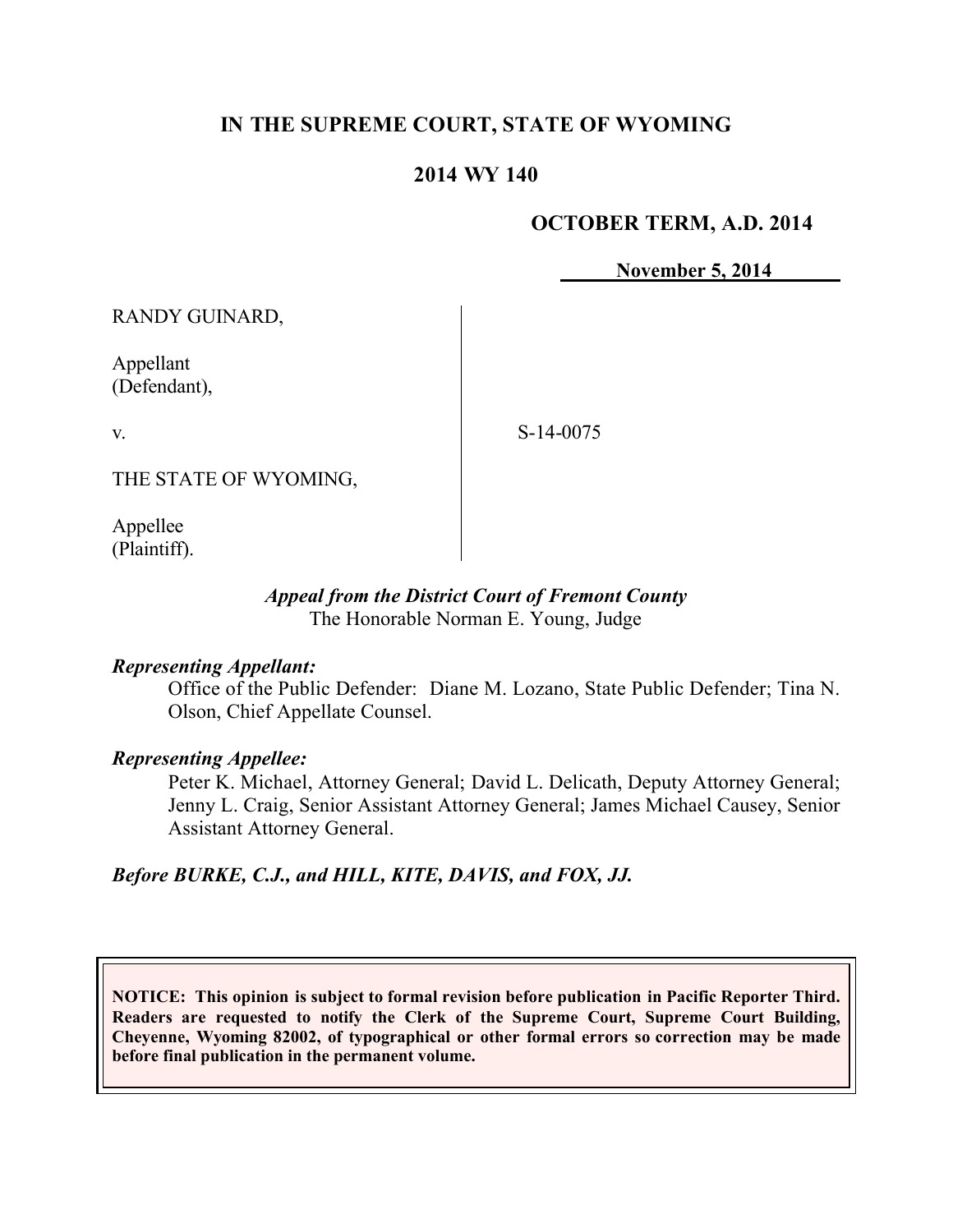**IN THE SUPREME COURT, STATE OF WYOMING**

**2014 WY 140**

**OCTOBER TERM, A.D. 2014**

**November 5, 2014**

RANDY GUINARD,

Appellant
(Defendant),

v.

S-14-0075

THE STATE OF WYOMING,

Appellee
(Plaintiff).

***Appeal from the District Court of Fremont County***
The Honorable Norman E. Young, Judge

***Representing Appellant:***
Office of the Public Defender: Diane M. Lozano, State Public Defender; Tina N. Olson, Chief Appellate Counsel.

***Representing Appellee:***
Peter K. Michael, Attorney General; David L. Delicath, Deputy Attorney General; Jenny L. Craig, Senior Assistant Attorney General; James Michael Causey, Senior Assistant Attorney General.

***Before BURKE, C.J., and HILL, KITE, DAVIS, and FOX, JJ.***

**NOTICE: This opinion is subject to formal revision before publication in Pacific Reporter Third. Readers are requested to notify the Clerk of the Supreme Court, Supreme Court Building, Cheyenne, Wyoming 82002, of typographical or other formal errors so correction may be made before final publication in the permanent volume.**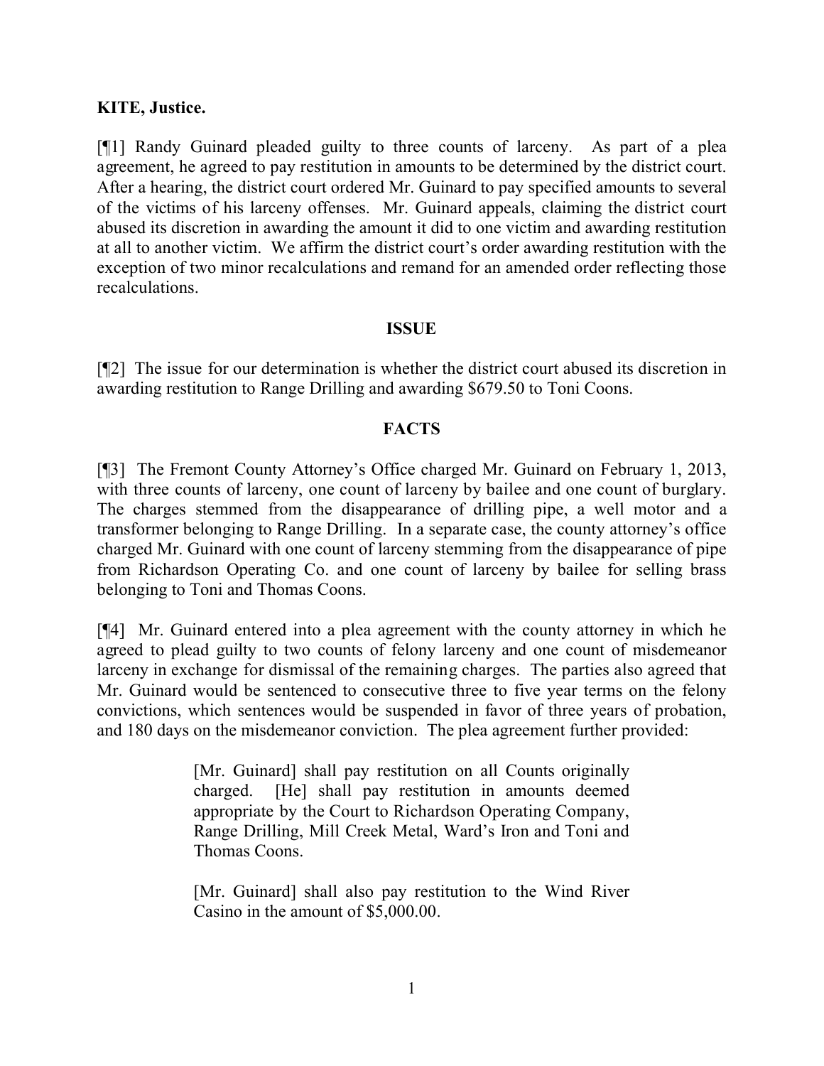**KITE, Justice.**

[¶1] Randy Guinard pleaded guilty to three counts of larceny. As part of a plea agreement, he agreed to pay restitution in amounts to be determined by the district court. After a hearing, the district court ordered Mr. Guinard to pay specified amounts to several of the victims of his larceny offenses. Mr. Guinard appeals, claiming the district court abused its discretion in awarding the amount it did to one victim and awarding restitution at all to another victim. We affirm the district court's order awarding restitution with the exception of two minor recalculations and remand for an amended order reflecting those recalculations.

## ISSUE

[¶2] The issue for our determination is whether the district court abused its discretion in awarding restitution to Range Drilling and awarding $679.50 to Toni Coons.

## FACTS

[¶3] The Fremont County Attorney's Office charged Mr. Guinard on February 1, 2013, with three counts of larceny, one count of larceny by bailee and one count of burglary. The charges stemmed from the disappearance of drilling pipe, a well motor and a transformer belonging to Range Drilling. In a separate case, the county attorney's office charged Mr. Guinard with one count of larceny stemming from the disappearance of pipe from Richardson Operating Co. and one count of larceny by bailee for selling brass belonging to Toni and Thomas Coons.

[¶4] Mr. Guinard entered into a plea agreement with the county attorney in which he agreed to plead guilty to two counts of felony larceny and one count of misdemeanor larceny in exchange for dismissal of the remaining charges. The parties also agreed that Mr. Guinard would be sentenced to consecutive three to five year terms on the felony convictions, which sentences would be suspended in favor of three years of probation, and 180 days on the misdemeanor conviction. The plea agreement further provided:

> [Mr. Guinard] shall pay restitution on all Counts originally charged. [He] shall pay restitution in amounts deemed appropriate by the Court to Richardson Operating Company, Range Drilling, Mill Creek Metal, Ward's Iron and Toni and Thomas Coons.
>
> [Mr. Guinard] shall also pay restitution to the Wind River Casino in the amount of $5,000.00.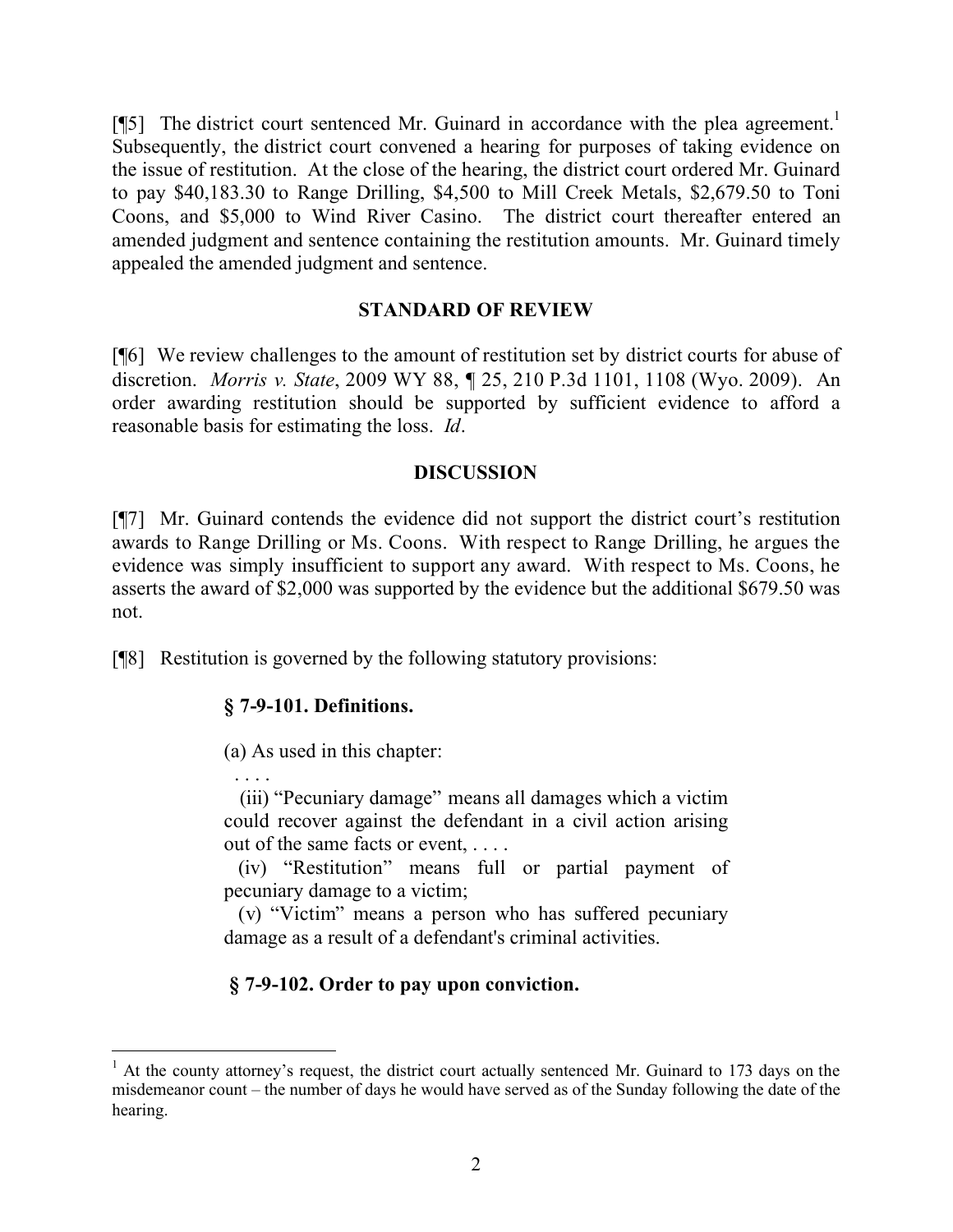[¶5] The district court sentenced Mr. Guinard in accordance with the plea agreement.[1] Subsequently, the district court convened a hearing for purposes of taking evidence on the issue of restitution. At the close of the hearing, the district court ordered Mr. Guinard to pay $40,183.30 to Range Drilling, $4,500 to Mill Creek Metals, $2,679.50 to Toni Coons, and $5,000 to Wind River Casino. The district court thereafter entered an amended judgment and sentence containing the restitution amounts. Mr. Guinard timely appealed the amended judgment and sentence.

## STANDARD OF REVIEW

[¶6] We review challenges to the amount of restitution set by district courts for abuse of discretion. *Morris v. State*, 2009 WY 88, ¶ 25, 210 P.3d 1101, 1108 (Wyo. 2009). An order awarding restitution should be supported by sufficient evidence to afford a reasonable basis for estimating the loss. *Id*.

## DISCUSSION

[¶7] Mr. Guinard contends the evidence did not support the district court's restitution awards to Range Drilling or Ms. Coons. With respect to Range Drilling, he argues the evidence was simply insufficient to support any award. With respect to Ms. Coons, he asserts the award of $2,000 was supported by the evidence but the additional $679.50 was not.

[¶8] Restitution is governed by the following statutory provisions:

> **§ 7-9-101. Definitions.**
>
> (a) As used in this chapter:
>
> . . . .
>
> (iii) "Pecuniary damage" means all damages which a victim could recover against the defendant in a civil action arising out of the same facts or event, . . . .
>
> (iv) "Restitution" means full or partial payment of pecuniary damage to a victim;
>
> (v) "Victim" means a person who has suffered pecuniary damage as a result of a defendant's criminal activities.
>
> **§ 7-9-102. Order to pay upon conviction.**

[1] At the county attorney's request, the district court actually sentenced Mr. Guinard to 173 days on the misdemeanor count – the number of days he would have served as of the Sunday following the date of the hearing.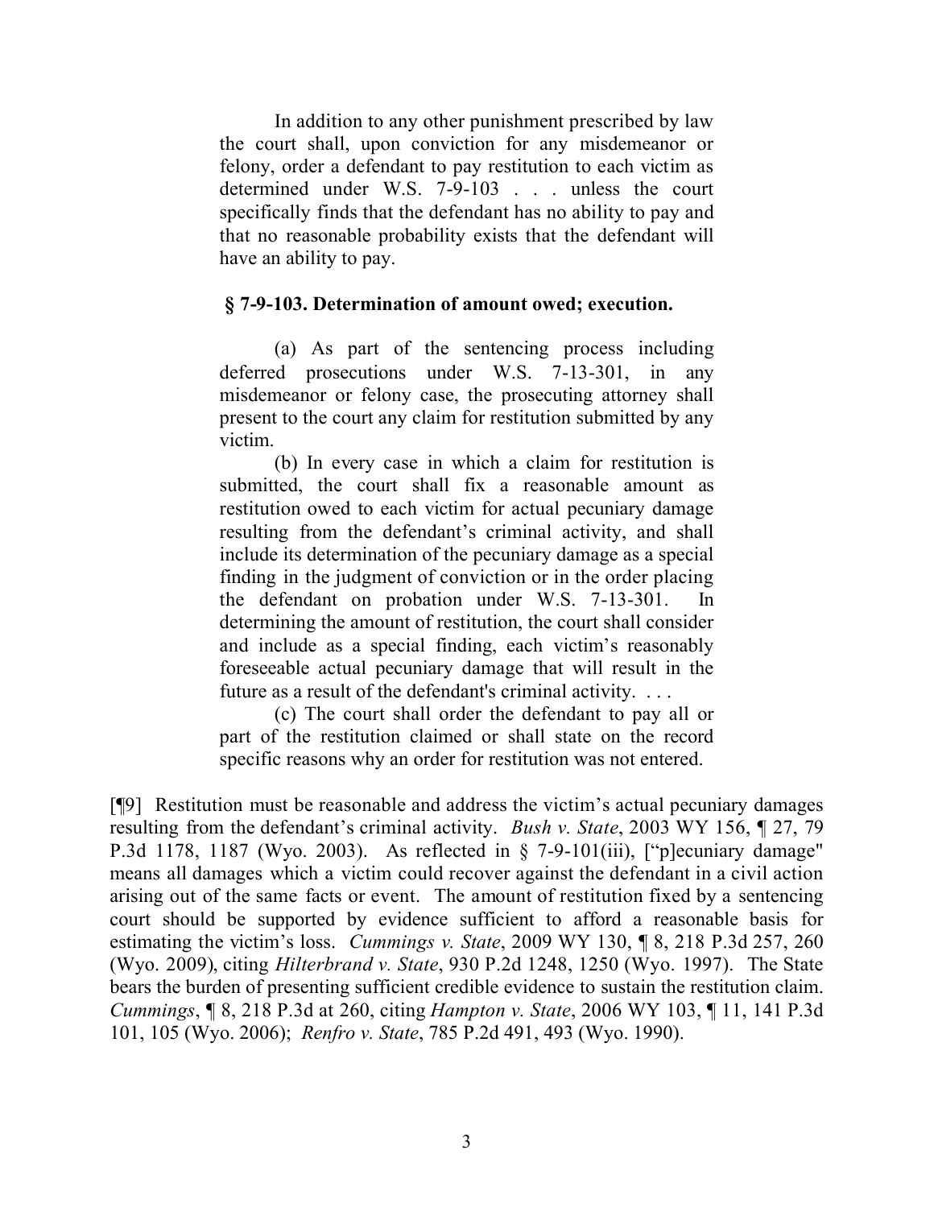> In addition to any other punishment prescribed by law the court shall, upon conviction for any misdemeanor or felony, order a defendant to pay restitution to each victim as determined under W.S. 7-9-103 . . . unless the court specifically finds that the defendant has no ability to pay and that no reasonable probability exists that the defendant will have an ability to pay.
>
> **§ 7-9-103. Determination of amount owed; execution.**
>
> (a) As part of the sentencing process including deferred prosecutions under W.S. 7-13-301, in any misdemeanor or felony case, the prosecuting attorney shall present to the court any claim for restitution submitted by any victim.
>
> (b) In every case in which a claim for restitution is submitted, the court shall fix a reasonable amount as restitution owed to each victim for actual pecuniary damage resulting from the defendant's criminal activity, and shall include its determination of the pecuniary damage as a special finding in the judgment of conviction or in the order placing the defendant on probation under W.S. 7-13-301. In determining the amount of restitution, the court shall consider and include as a special finding, each victim's reasonably foreseeable actual pecuniary damage that will result in the future as a result of the defendant's criminal activity. . . .
>
> (c) The court shall order the defendant to pay all or part of the restitution claimed or shall state on the record specific reasons why an order for restitution was not entered.

[¶9] Restitution must be reasonable and address the victim's actual pecuniary damages resulting from the defendant's criminal activity. *Bush v. State*, 2003 WY 156, ¶ 27, 79 P.3d 1178, 1187 (Wyo. 2003). As reflected in § 7-9-101(iii), ["p]ecuniary damage" means all damages which a victim could recover against the defendant in a civil action arising out of the same facts or event. The amount of restitution fixed by a sentencing court should be supported by evidence sufficient to afford a reasonable basis for estimating the victim's loss. *Cummings v. State*, 2009 WY 130, ¶ 8, 218 P.3d 257, 260 (Wyo. 2009), citing *Hilterbrand v. State*, 930 P.2d 1248, 1250 (Wyo. 1997). The State bears the burden of presenting sufficient credible evidence to sustain the restitution claim. *Cummings*, ¶ 8, 218 P.3d at 260, citing *Hampton v. State*, 2006 WY 103, ¶ 11, 141 P.3d 101, 105 (Wyo. 2006); *Renfro v. State*, 785 P.2d 491, 493 (Wyo. 1990).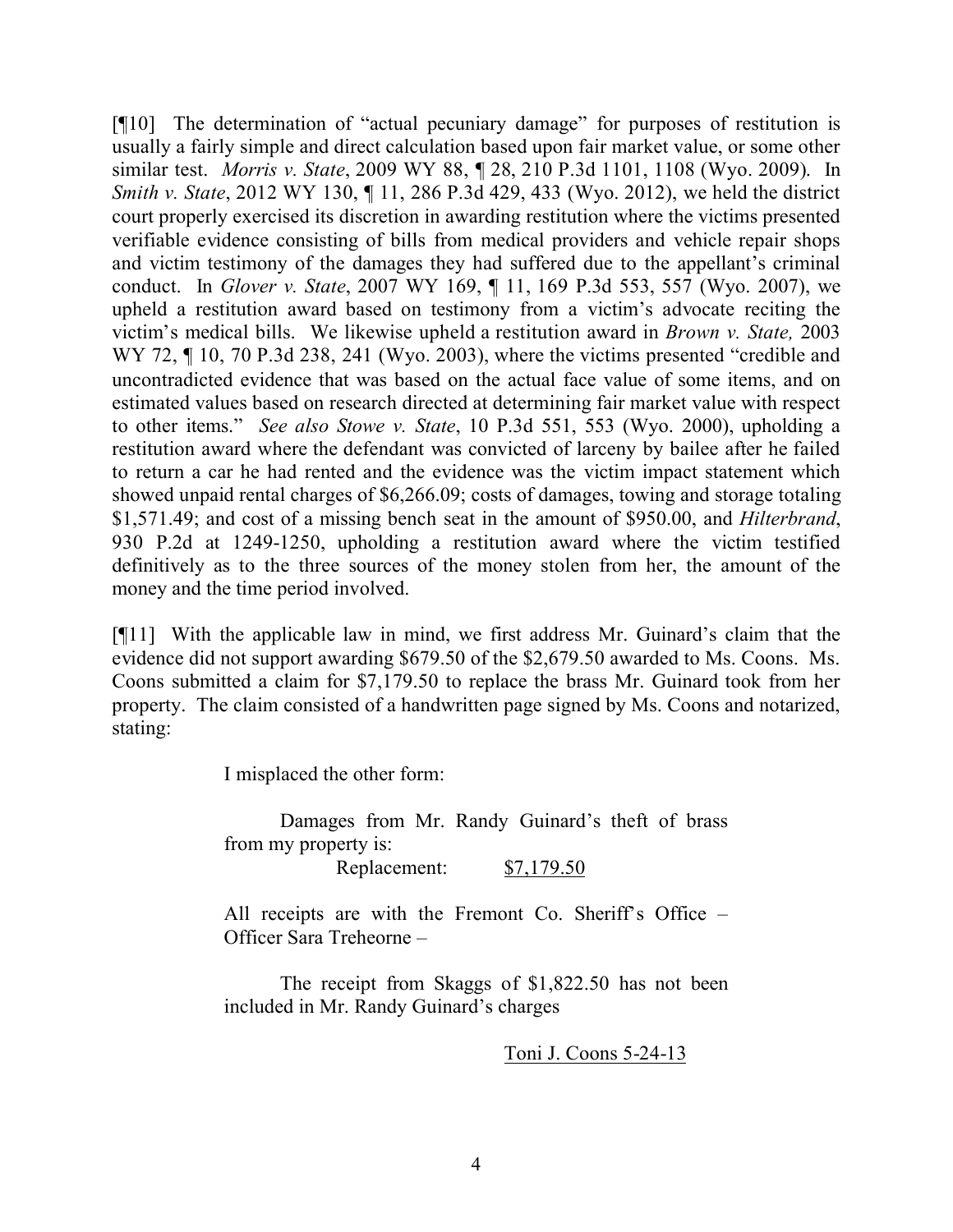[¶10] The determination of "actual pecuniary damage" for purposes of restitution is usually a fairly simple and direct calculation based upon fair market value, or some other similar test. *Morris v. State*, 2009 WY 88, ¶ 28, 210 P.3d 1101, 1108 (Wyo. 2009). In *Smith v. State*, 2012 WY 130, ¶ 11, 286 P.3d 429, 433 (Wyo. 2012), we held the district court properly exercised its discretion in awarding restitution where the victims presented verifiable evidence consisting of bills from medical providers and vehicle repair shops and victim testimony of the damages they had suffered due to the appellant's criminal conduct. In *Glover v. State*, 2007 WY 169, ¶ 11, 169 P.3d 553, 557 (Wyo. 2007), we upheld a restitution award based on testimony from a victim's advocate reciting the victim's medical bills. We likewise upheld a restitution award in *Brown v. State,* 2003 WY 72, ¶ 10, 70 P.3d 238, 241 (Wyo. 2003), where the victims presented "credible and uncontradicted evidence that was based on the actual face value of some items, and on estimated values based on research directed at determining fair market value with respect to other items." *See also Stowe v. State*, 10 P.3d 551, 553 (Wyo. 2000), upholding a restitution award where the defendant was convicted of larceny by bailee after he failed to return a car he had rented and the evidence was the victim impact statement which showed unpaid rental charges of $6,266.09; costs of damages, towing and storage totaling $1,571.49; and cost of a missing bench seat in the amount of $950.00, and *Hilterbrand*, 930 P.2d at 1249-1250, upholding a restitution award where the victim testified definitively as to the three sources of the money stolen from her, the amount of the money and the time period involved.

[¶11] With the applicable law in mind, we first address Mr. Guinard's claim that the evidence did not support awarding $679.50 of the $2,679.50 awarded to Ms. Coons. Ms. Coons submitted a claim for $7,179.50 to replace the brass Mr. Guinard took from her property. The claim consisted of a handwritten page signed by Ms. Coons and notarized, stating:

> I misplaced the other form:
>
> Damages from Mr. Randy Guinard's theft of brass from my property is:
>
> Replacement: <u>$7,179.50</u>
>
> All receipts are with the Fremont Co. Sheriff's Office – Officer Sara Treheorne –
>
> The receipt from Skaggs of $1,822.50 has not been included in Mr. Randy Guinard's charges
>
> <u>Toni J. Coons 5-24-13</u>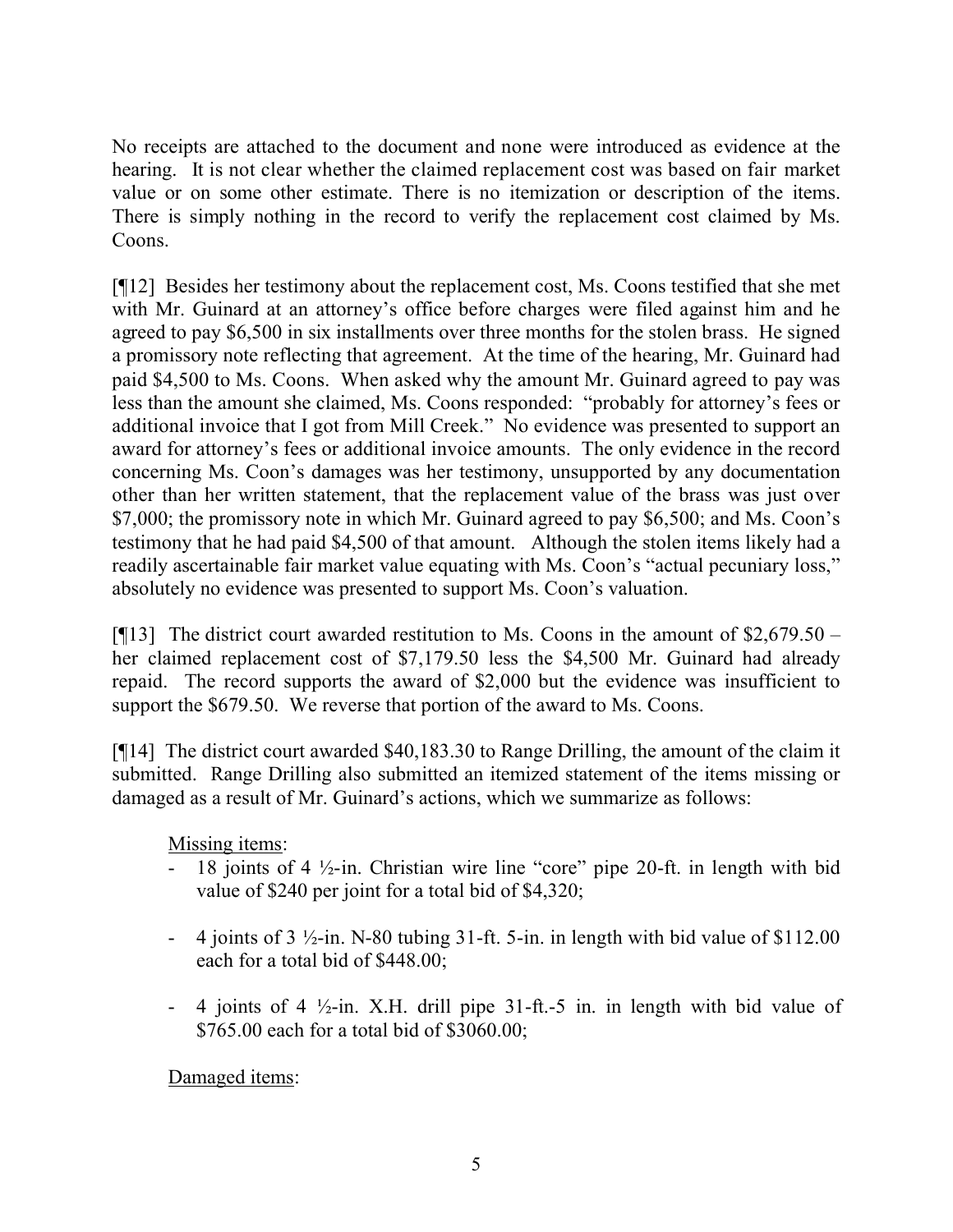No receipts are attached to the document and none were introduced as evidence at the hearing. It is not clear whether the claimed replacement cost was based on fair market value or on some other estimate. There is no itemization or description of the items. There is simply nothing in the record to verify the replacement cost claimed by Ms. Coons.

[¶12] Besides her testimony about the replacement cost, Ms. Coons testified that she met with Mr. Guinard at an attorney's office before charges were filed against him and he agreed to pay $6,500 in six installments over three months for the stolen brass. He signed a promissory note reflecting that agreement. At the time of the hearing, Mr. Guinard had paid $4,500 to Ms. Coons. When asked why the amount Mr. Guinard agreed to pay was less than the amount she claimed, Ms. Coons responded: "probably for attorney's fees or additional invoice that I got from Mill Creek." No evidence was presented to support an award for attorney's fees or additional invoice amounts. The only evidence in the record concerning Ms. Coon's damages was her testimony, unsupported by any documentation other than her written statement, that the replacement value of the brass was just over $7,000; the promissory note in which Mr. Guinard agreed to pay $6,500; and Ms. Coon's testimony that he had paid $4,500 of that amount. Although the stolen items likely had a readily ascertainable fair market value equating with Ms. Coon's "actual pecuniary loss," absolutely no evidence was presented to support Ms. Coon's valuation.

[¶13] The district court awarded restitution to Ms. Coons in the amount of $2,679.50 – her claimed replacement cost of $7,179.50 less the $4,500 Mr. Guinard had already repaid. The record supports the award of $2,000 but the evidence was insufficient to support the $679.50. We reverse that portion of the award to Ms. Coons.

[¶14] The district court awarded $40,183.30 to Range Drilling, the amount of the claim it submitted. Range Drilling also submitted an itemized statement of the items missing or damaged as a result of Mr. Guinard's actions, which we summarize as follows:

Missing items:

- 18 joints of 4 ½-in. Christian wire line "core" pipe 20-ft. in length with bid value of $240 per joint for a total bid of $4,320;
- 4 joints of 3 ½-in. N-80 tubing 31-ft. 5-in. in length with bid value of $112.00 each for a total bid of $448.00;
- 4 joints of 4 ½-in. X.H. drill pipe 31-ft.-5 in. in length with bid value of $765.00 each for a total bid of $3060.00;

Damaged items: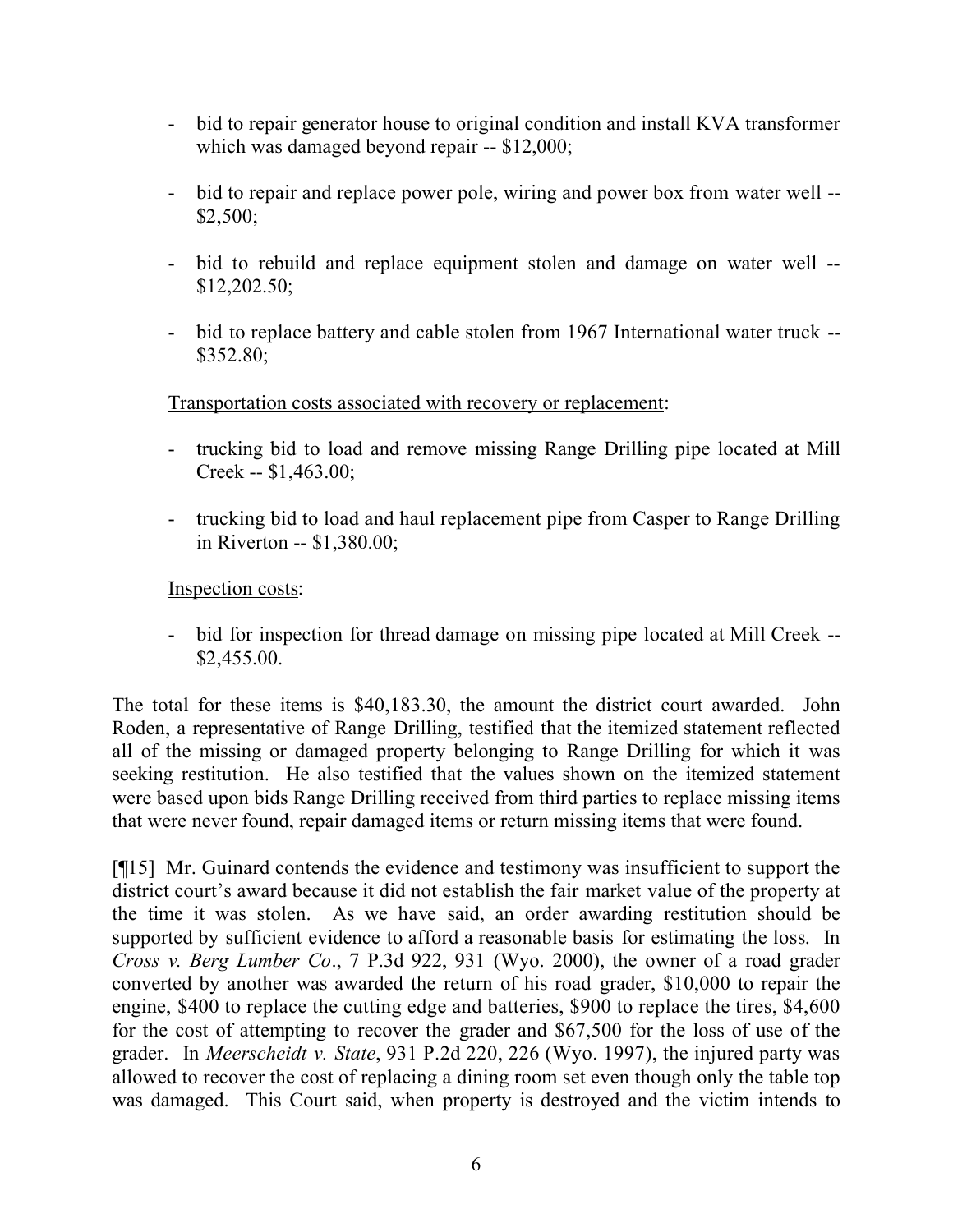- bid to repair generator house to original condition and install KVA transformer which was damaged beyond repair -- $12,000;

- bid to repair and replace power pole, wiring and power box from water well -- $2,500;

- bid to rebuild and replace equipment stolen and damage on water well -- $12,202.50;

- bid to replace battery and cable stolen from 1967 International water truck -- $352.80;

Transportation costs associated with recovery or replacement:

- trucking bid to load and remove missing Range Drilling pipe located at Mill Creek -- $1,463.00;

- trucking bid to load and haul replacement pipe from Casper to Range Drilling in Riverton -- $1,380.00;

Inspection costs:

- bid for inspection for thread damage on missing pipe located at Mill Creek -- $2,455.00.

The total for these items is $40,183.30, the amount the district court awarded. John Roden, a representative of Range Drilling, testified that the itemized statement reflected all of the missing or damaged property belonging to Range Drilling for which it was seeking restitution. He also testified that the values shown on the itemized statement were based upon bids Range Drilling received from third parties to replace missing items that were never found, repair damaged items or return missing items that were found.

[¶15] Mr. Guinard contends the evidence and testimony was insufficient to support the district court's award because it did not establish the fair market value of the property at the time it was stolen. As we have said, an order awarding restitution should be supported by sufficient evidence to afford a reasonable basis for estimating the loss. In *Cross v. Berg Lumber Co*., 7 P.3d 922, 931 (Wyo. 2000), the owner of a road grader converted by another was awarded the return of his road grader, $10,000 to repair the engine, $400 to replace the cutting edge and batteries, $900 to replace the tires, $4,600 for the cost of attempting to recover the grader and $67,500 for the loss of use of the grader. In *Meerscheidt v. State*, 931 P.2d 220, 226 (Wyo. 1997), the injured party was allowed to recover the cost of replacing a dining room set even though only the table top was damaged. This Court said, when property is destroyed and the victim intends to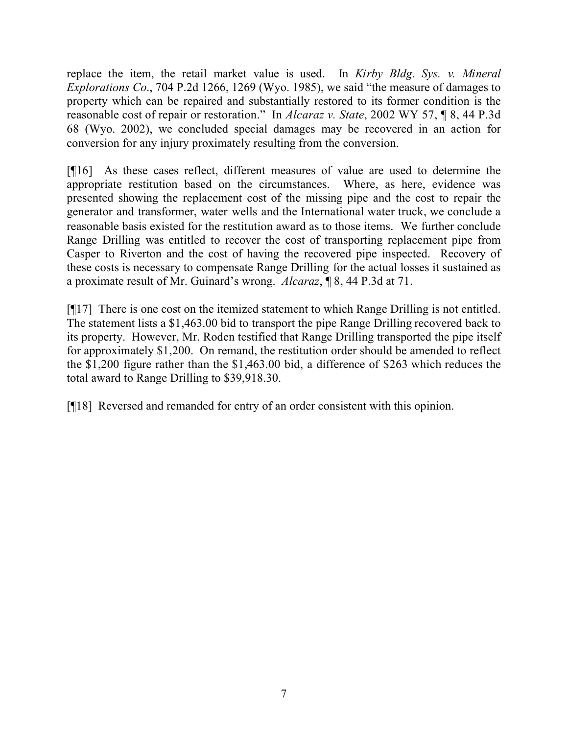replace the item, the retail market value is used. In *Kirby Bldg. Sys. v. Mineral Explorations Co*., 704 P.2d 1266, 1269 (Wyo. 1985), we said "the measure of damages to property which can be repaired and substantially restored to its former condition is the reasonable cost of repair or restoration." In *Alcaraz v. State*, 2002 WY 57, ¶ 8, 44 P.3d 68 (Wyo. 2002), we concluded special damages may be recovered in an action for conversion for any injury proximately resulting from the conversion.

[¶16] As these cases reflect, different measures of value are used to determine the appropriate restitution based on the circumstances. Where, as here, evidence was presented showing the replacement cost of the missing pipe and the cost to repair the generator and transformer, water wells and the International water truck, we conclude a reasonable basis existed for the restitution award as to those items. We further conclude Range Drilling was entitled to recover the cost of transporting replacement pipe from Casper to Riverton and the cost of having the recovered pipe inspected. Recovery of these costs is necessary to compensate Range Drilling for the actual losses it sustained as a proximate result of Mr. Guinard's wrong. *Alcaraz*, ¶ 8, 44 P.3d at 71.

[¶17] There is one cost on the itemized statement to which Range Drilling is not entitled. The statement lists a $1,463.00 bid to transport the pipe Range Drilling recovered back to its property. However, Mr. Roden testified that Range Drilling transported the pipe itself for approximately $1,200. On remand, the restitution order should be amended to reflect the $1,200 figure rather than the $1,463.00 bid, a difference of $263 which reduces the total award to Range Drilling to $39,918.30.

[¶18] Reversed and remanded for entry of an order consistent with this opinion.